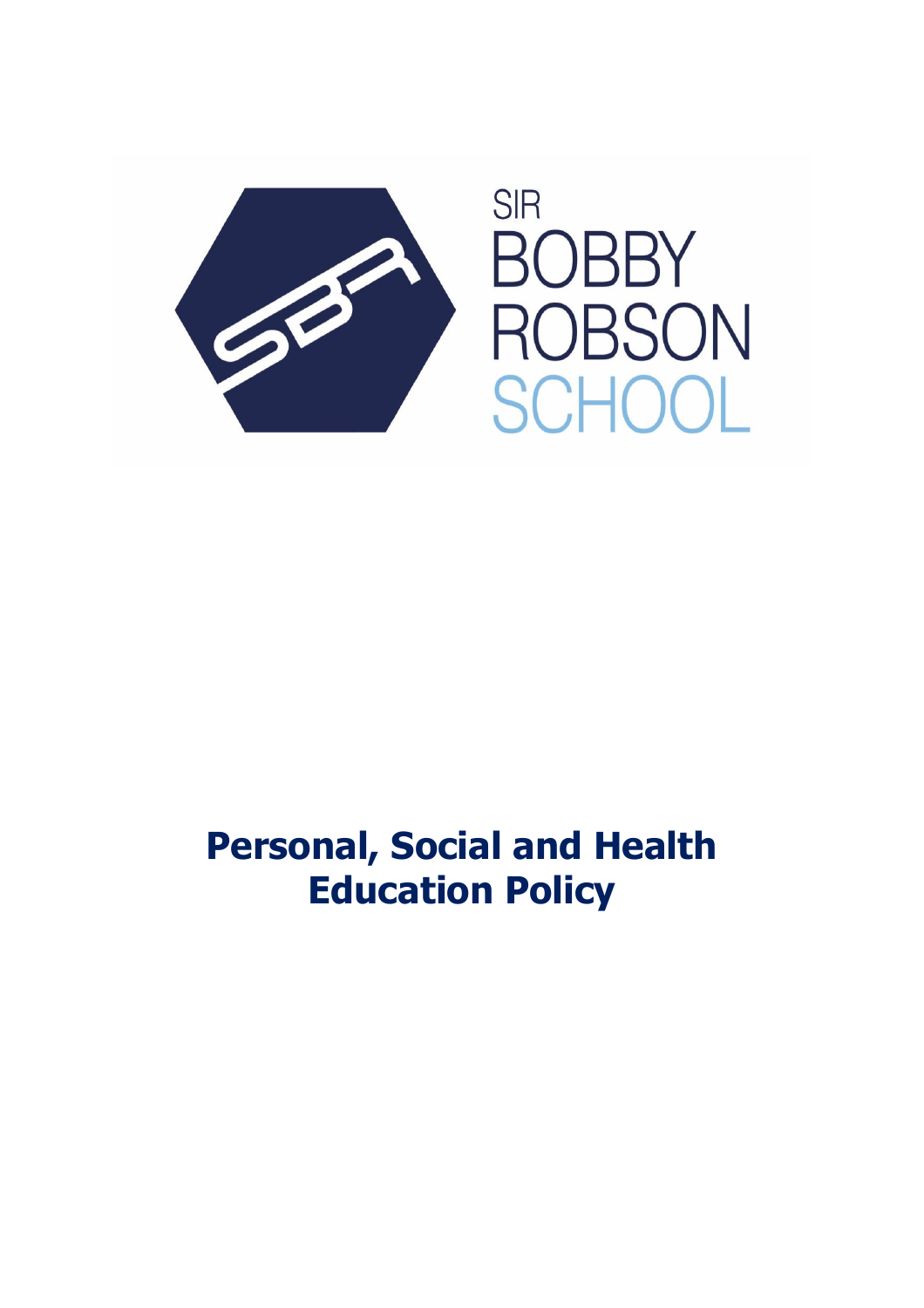SIR BOBBY ROBSON SCHOOL

# Personal, Social and Health Education Policy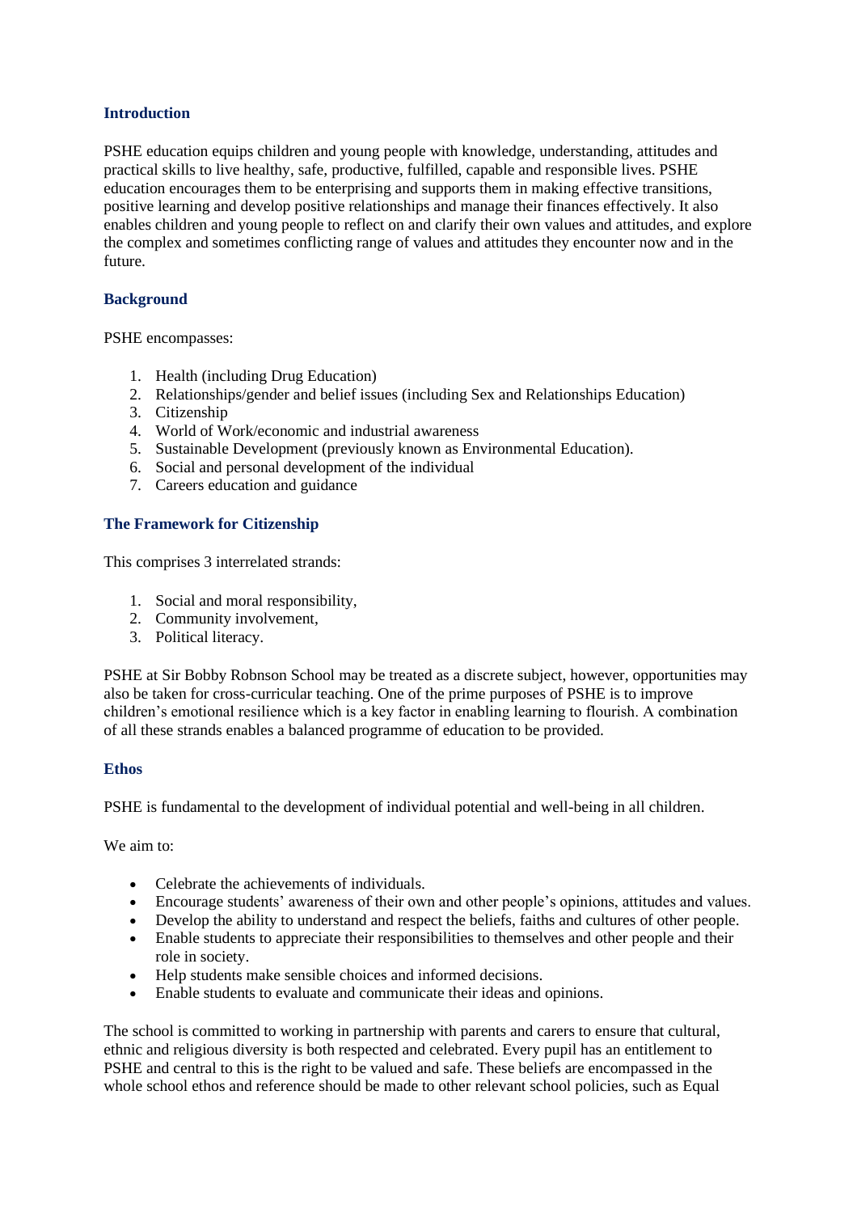## Introduction

PSHE education equips children and young people with knowledge, understanding, attitudes and practical skills to live healthy, safe, productive, fulfilled, capable and responsible lives. PSHE education encourages them to be enterprising and supports them in making effective transitions, positive learning and develop positive relationships and manage their finances effectively. It also enables children and young people to reflect on and clarify their own values and attitudes, and explore the complex and sometimes conflicting range of values and attitudes they encounter now and in the future.

## Background

PSHE encompasses:

1. Health (including Drug Education)
2. Relationships/gender and belief issues (including Sex and Relationships Education)
3. Citizenship
4. World of Work/economic and industrial awareness
5. Sustainable Development (previously known as Environmental Education).
6. Social and personal development of the individual
7. Careers education and guidance

## The Framework for Citizenship

This comprises 3 interrelated strands:

1. Social and moral responsibility,
2. Community involvement,
3. Political literacy.

PSHE at Sir Bobby Robnson School may be treated as a discrete subject, however, opportunities may also be taken for cross-curricular teaching. One of the prime purposes of PSHE is to improve children's emotional resilience which is a key factor in enabling learning to flourish. A combination of all these strands enables a balanced programme of education to be provided.

## Ethos

PSHE is fundamental to the development of individual potential and well-being in all children.

We aim to:

- Celebrate the achievements of individuals.
- Encourage students' awareness of their own and other people's opinions, attitudes and values.
- Develop the ability to understand and respect the beliefs, faiths and cultures of other people.
- Enable students to appreciate their responsibilities to themselves and other people and their role in society.
- Help students make sensible choices and informed decisions.
- Enable students to evaluate and communicate their ideas and opinions.

The school is committed to working in partnership with parents and carers to ensure that cultural, ethnic and religious diversity is both respected and celebrated. Every pupil has an entitlement to PSHE and central to this is the right to be valued and safe. These beliefs are encompassed in the whole school ethos and reference should be made to other relevant school policies, such as Equal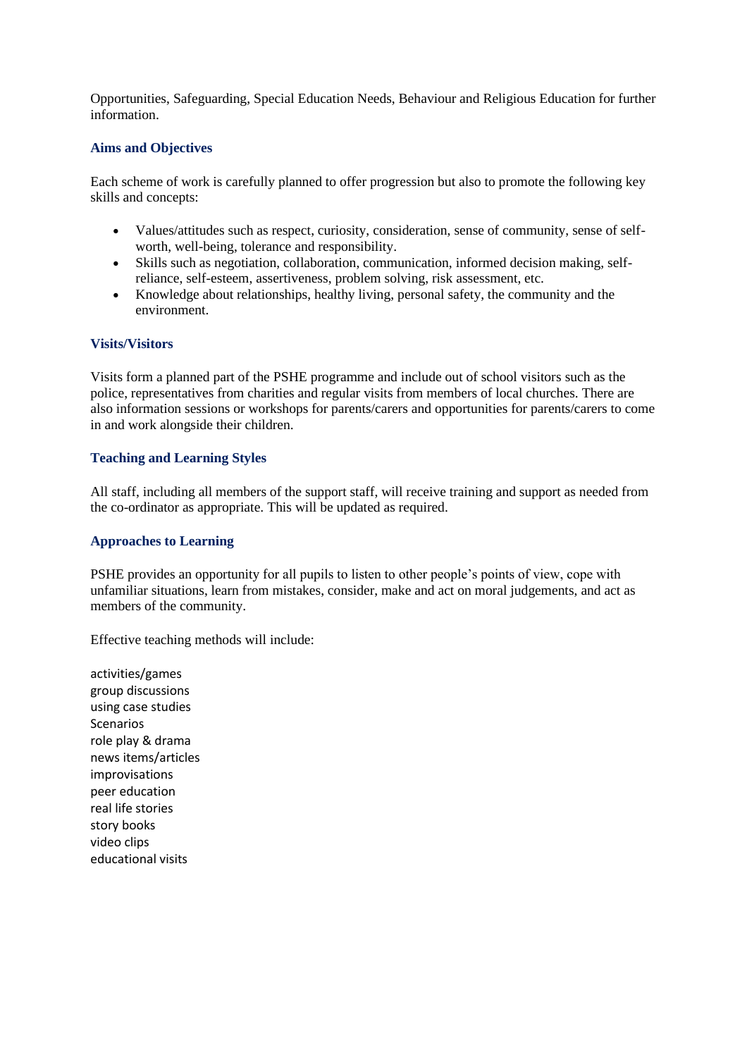Opportunities, Safeguarding, Special Education Needs, Behaviour and Religious Education for further information.

## Aims and Objectives

Each scheme of work is carefully planned to offer progression but also to promote the following key skills and concepts:

- Values/attitudes such as respect, curiosity, consideration, sense of community, sense of self-worth, well-being, tolerance and responsibility.
- Skills such as negotiation, collaboration, communication, informed decision making, self-reliance, self-esteem, assertiveness, problem solving, risk assessment, etc.
- Knowledge about relationships, healthy living, personal safety, the community and the environment.

## Visits/Visitors

Visits form a planned part of the PSHE programme and include out of school visitors such as the police, representatives from charities and regular visits from members of local churches. There are also information sessions or workshops for parents/carers and opportunities for parents/carers to come in and work alongside their children.

## Teaching and Learning Styles

All staff, including all members of the support staff, will receive training and support as needed from the co-ordinator as appropriate. This will be updated as required.

## Approaches to Learning

PSHE provides an opportunity for all pupils to listen to other people's points of view, cope with unfamiliar situations, learn from mistakes, consider, make and act on moral judgements, and act as members of the community.

Effective teaching methods will include:

activities/games
group discussions
using case studies
Scenarios
role play & drama
news items/articles
improvisations
peer education
real life stories
story books
video clips
educational visits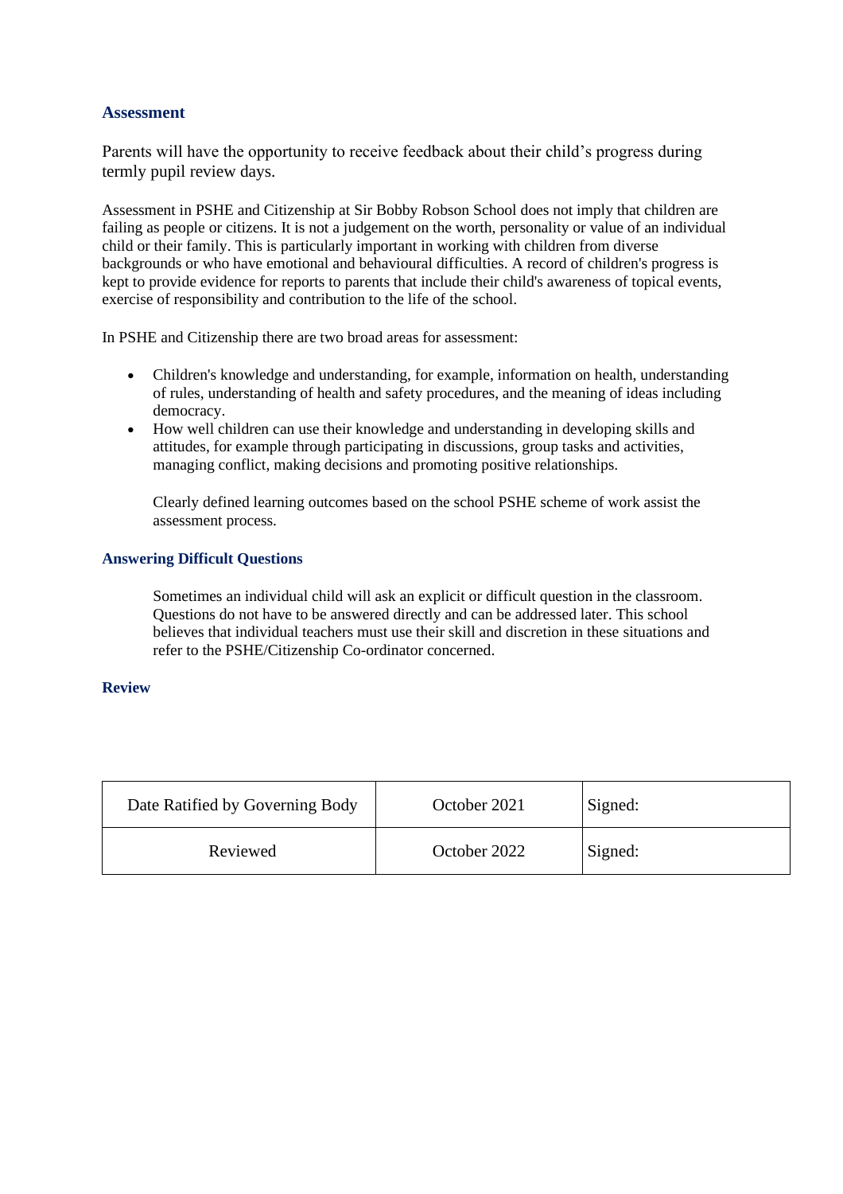## Assessment

Parents will have the opportunity to receive feedback about their child's progress during termly pupil review days.

Assessment in PSHE and Citizenship at Sir Bobby Robson School does not imply that children are failing as people or citizens. It is not a judgement on the worth, personality or value of an individual child or their family. This is particularly important in working with children from diverse backgrounds or who have emotional and behavioural difficulties. A record of children's progress is kept to provide evidence for reports to parents that include their child's awareness of topical events, exercise of responsibility and contribution to the life of the school.

In PSHE and Citizenship there are two broad areas for assessment:

- Children's knowledge and understanding, for example, information on health, understanding of rules, understanding of health and safety procedures, and the meaning of ideas including democracy.
- How well children can use their knowledge and understanding in developing skills and attitudes, for example through participating in discussions, group tasks and activities, managing conflict, making decisions and promoting positive relationships.

  Clearly defined learning outcomes based on the school PSHE scheme of work assist the assessment process.

## Answering Difficult Questions

Sometimes an individual child will ask an explicit or difficult question in the classroom. Questions do not have to be answered directly and can be addressed later. This school believes that individual teachers must use their skill and discretion in these situations and refer to the PSHE/Citizenship Co-ordinator concerned.

## Review

| | | |
|---|---|---|
| Date Ratified by Governing Body | October 2021 | Signed: |
| Reviewed | October 2022 | Signed: |